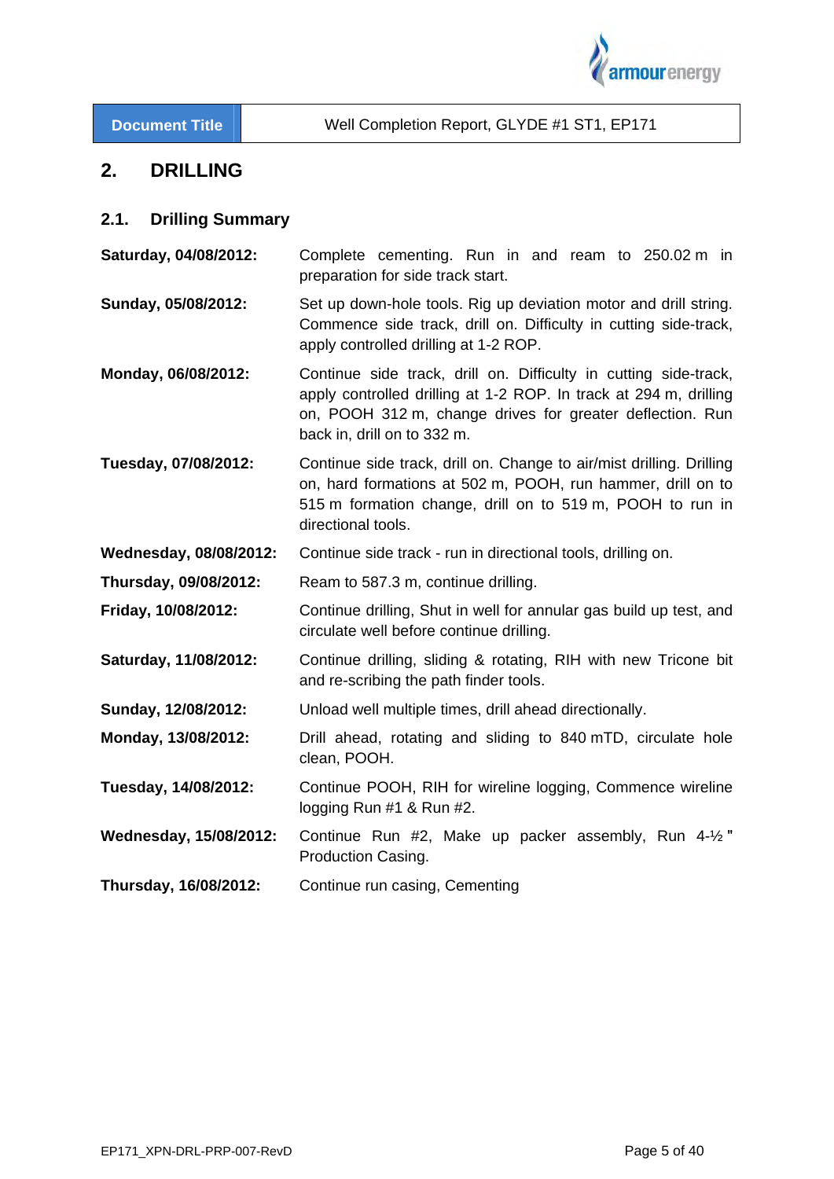| Document Title | Well Completion Report, GLYDE #1 ST1, EP171 |
| --- | --- |

## 2. DRILLING

### 2.1. Drilling Summary

| | |
| --- | --- |
| **Saturday, 04/08/2012:** | Complete cementing. Run in and ream to 250.02 m in preparation for side track start. |
| **Sunday, 05/08/2012:** | Set up down-hole tools. Rig up deviation motor and drill string. Commence side track, drill on. Difficulty in cutting side-track, apply controlled drilling at 1-2 ROP. |
| **Monday, 06/08/2012:** | Continue side track, drill on. Difficulty in cutting side-track, apply controlled drilling at 1-2 ROP. In track at 294 m, drilling on, POOH 312 m, change drives for greater deflection. Run back in, drill on to 332 m. |
| **Tuesday, 07/08/2012:** | Continue side track, drill on. Change to air/mist drilling. Drilling on, hard formations at 502 m, POOH, run hammer, drill on to 515 m formation change, drill on to 519 m, POOH to run in directional tools. |
| **Wednesday, 08/08/2012:** | Continue side track - run in directional tools, drilling on. |
| **Thursday, 09/08/2012:** | Ream to 587.3 m, continue drilling. |
| **Friday, 10/08/2012:** | Continue drilling, Shut in well for annular gas build up test, and circulate well before continue drilling. |
| **Saturday, 11/08/2012:** | Continue drilling, sliding & rotating, RIH with new Tricone bit and re-scribing the path finder tools. |
| **Sunday, 12/08/2012:** | Unload well multiple times, drill ahead directionally. |
| **Monday, 13/08/2012:** | Drill ahead, rotating and sliding to 840 mTD, circulate hole clean, POOH. |
| **Tuesday, 14/08/2012:** | Continue POOH, RIH for wireline logging, Commence wireline logging Run #1 & Run #2. |
| **Wednesday, 15/08/2012:** | Continue Run #2, Make up packer assembly, Run 4-½ " Production Casing. |
| **Thursday, 16/08/2012:** | Continue run casing, Cementing |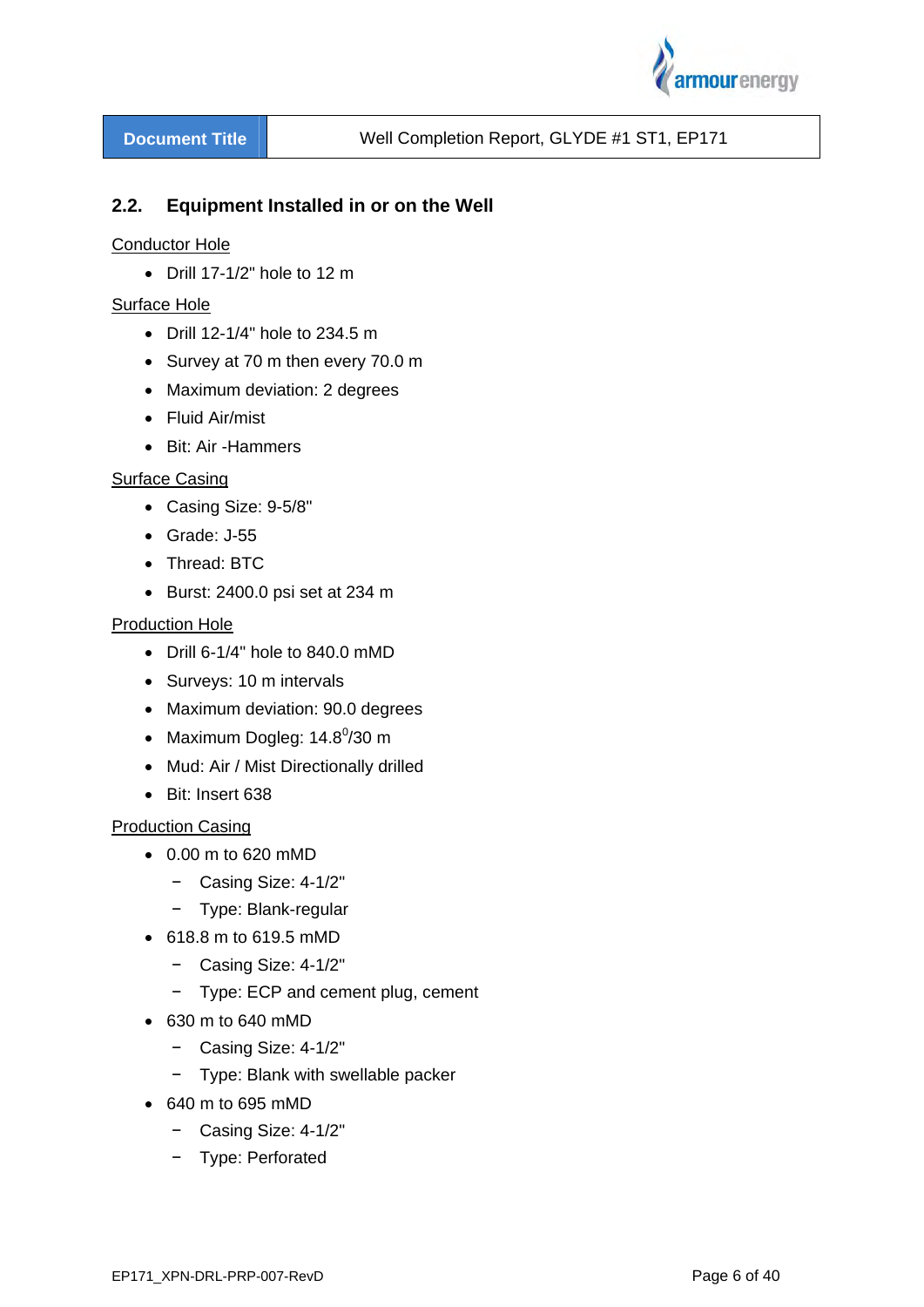## 2.2. Equipment Installed in or on the Well

Conductor Hole

- Drill 17-1/2" hole to 12 m

Surface Hole

- Drill 12-1/4" hole to 234.5 m
- Survey at 70 m then every 70.0 m
- Maximum deviation: 2 degrees
- Fluid Air/mist
- Bit: Air -Hammers

Surface Casing

- Casing Size: 9-5/8"
- Grade: J-55
- Thread: BTC
- Burst: 2400.0 psi set at 234 m

Production Hole

- Drill 6-1/4" hole to 840.0 mMD
- Surveys: 10 m intervals
- Maximum deviation: 90.0 degrees
- Maximum Dogleg: $14.8^0$/30 m
- Mud: Air / Mist Directionally drilled
- Bit: Insert 638

Production Casing

- 0.00 m to 620 mMD
  - Casing Size: 4-1/2"
  - Type: Blank-regular
- 618.8 m to 619.5 mMD
  - Casing Size: 4-1/2"
  - Type: ECP and cement plug, cement
- 630 m to 640 mMD
  - Casing Size: 4-1/2"
  - Type: Blank with swellable packer
- 640 m to 695 mMD
  - Casing Size: 4-1/2"
  - Type: Perforated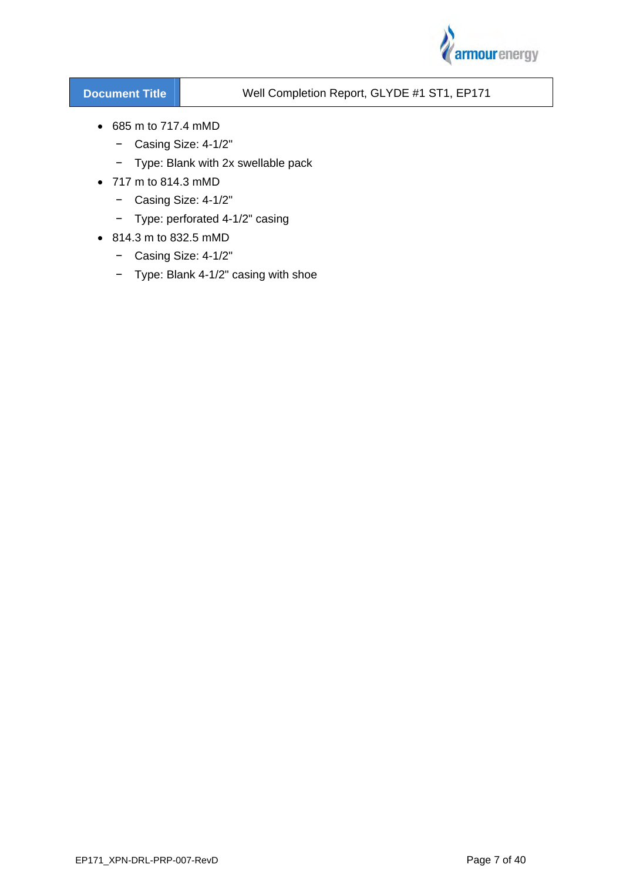- 685 m to 717.4 mMD
  - Casing Size: 4-1/2"
  - Type: Blank with 2x swellable pack
- 717 m to 814.3 mMD
  - Casing Size: 4-1/2"
  - Type: perforated 4-1/2" casing
- 814.3 m to 832.5 mMD
  - Casing Size: 4-1/2"
  - Type: Blank 4-1/2" casing with shoe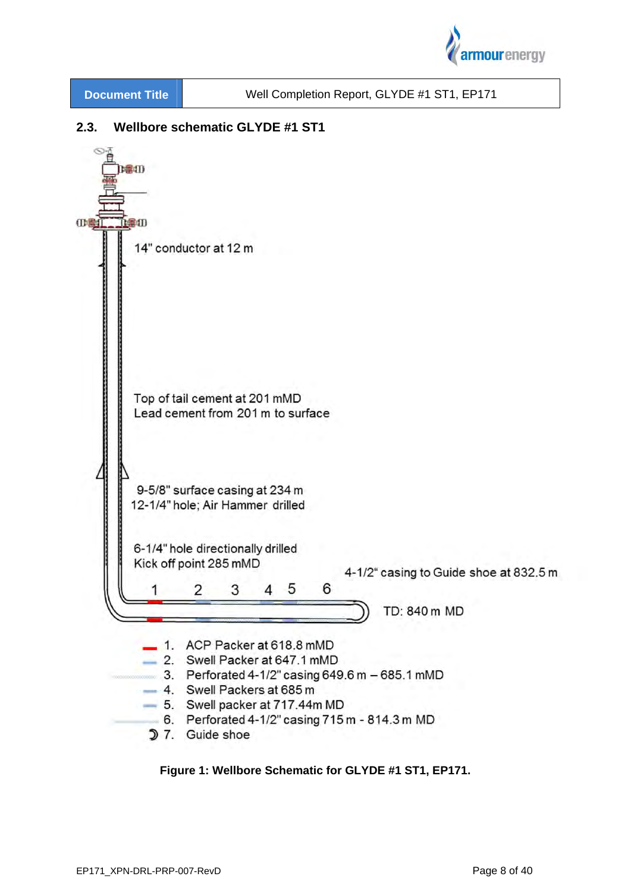## 2.3. Wellbore schematic GLYDE #1 ST1

14" conductor at 12 m

Top of tail cement at 201 mMD
Lead cement from 201 m to surface

9-5/8" surface casing at 234 m
12-1/4" hole; Air Hammer drilled

6-1/4" hole directionally drilled
Kick off point 285 mMD

4-1/2" casing to Guide shoe at 832.5 m

1 2 3 4 5 6

TD: 840 m MD

1. ACP Packer at 618.8 mMD
2. Swell Packer at 647.1 mMD
3. Perforated 4-1/2" casing 649.6 m – 685.1 mMD
4. Swell Packers at 685 m
5. Swell packer at 717.44m MD
6. Perforated 4-1/2" casing 715 m - 814.3 m MD
7. Guide shoe

**Figure 1: Wellbore Schematic for GLYDE #1 ST1, EP171.**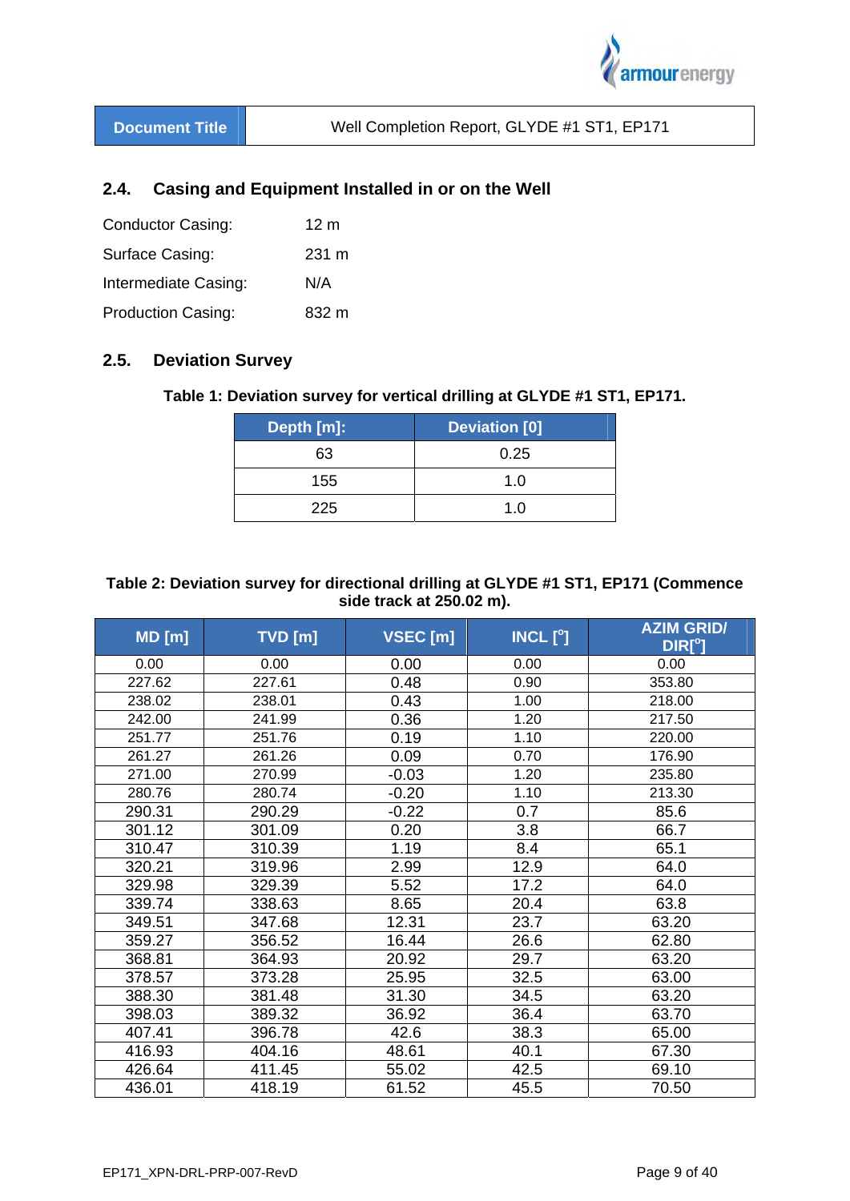| Document Title | Well Completion Report, GLYDE #1 ST1, EP171 |
|---|---|

## 2.4. Casing and Equipment Installed in or on the Well

| | |
|---|---|
| Conductor Casing: | 12 m |
| Surface Casing: | 231 m |
| Intermediate Casing: | N/A |
| Production Casing: | 832 m |

## 2.5. Deviation Survey

**Table 1: Deviation survey for vertical drilling at GLYDE #1 ST1, EP171.**

| Depth [m]: | Deviation [0] |
|---|---|
| 63 | 0.25 |
| 155 | 1.0 |
| 225 | 1.0 |

**Table 2: Deviation survey for directional drilling at GLYDE #1 ST1, EP171 (Commence side track at 250.02 m).**

| MD [m] | TVD [m] | VSEC [m] | INCL [º] | AZIM GRID/ DIR[º] |
|---|---|---|---|---|
| 0.00 | 0.00 | 0.00 | 0.00 | 0.00 |
| 227.62 | 227.61 | 0.48 | 0.90 | 353.80 |
| 238.02 | 238.01 | 0.43 | 1.00 | 218.00 |
| 242.00 | 241.99 | 0.36 | 1.20 | 217.50 |
| 251.77 | 251.76 | 0.19 | 1.10 | 220.00 |
| 261.27 | 261.26 | 0.09 | 0.70 | 176.90 |
| 271.00 | 270.99 | -0.03 | 1.20 | 235.80 |
| 280.76 | 280.74 | -0.20 | 1.10 | 213.30 |
| 290.31 | 290.29 | -0.22 | 0.7 | 85.6 |
| 301.12 | 301.09 | 0.20 | 3.8 | 66.7 |
| 310.47 | 310.39 | 1.19 | 8.4 | 65.1 |
| 320.21 | 319.96 | 2.99 | 12.9 | 64.0 |
| 329.98 | 329.39 | 5.52 | 17.2 | 64.0 |
| 339.74 | 338.63 | 8.65 | 20.4 | 63.8 |
| 349.51 | 347.68 | 12.31 | 23.7 | 63.20 |
| 359.27 | 356.52 | 16.44 | 26.6 | 62.80 |
| 368.81 | 364.93 | 20.92 | 29.7 | 63.20 |
| 378.57 | 373.28 | 25.95 | 32.5 | 63.00 |
| 388.30 | 381.48 | 31.30 | 34.5 | 63.20 |
| 398.03 | 389.32 | 36.92 | 36.4 | 63.70 |
| 407.41 | 396.78 | 42.6 | 38.3 | 65.00 |
| 416.93 | 404.16 | 48.61 | 40.1 | 67.30 |
| 426.64 | 411.45 | 55.02 | 42.5 | 69.10 |
| 436.01 | 418.19 | 61.52 | 45.5 | 70.50 |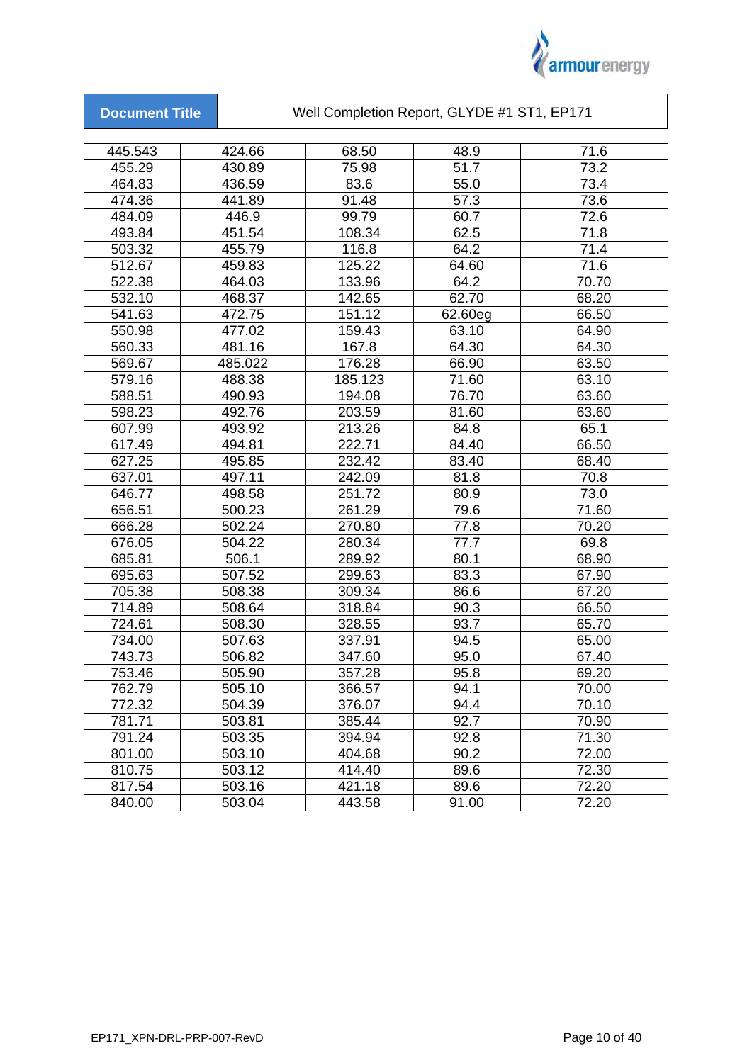| | | | | |
|---|---|---|---|---|
| 445.543 | 424.66 | 68.50 | 48.9 | 71.6 |
| 455.29 | 430.89 | 75.98 | 51.7 | 73.2 |
| 464.83 | 436.59 | 83.6 | 55.0 | 73.4 |
| 474.36 | 441.89 | 91.48 | 57.3 | 73.6 |
| 484.09 | 446.9 | 99.79 | 60.7 | 72.6 |
| 493.84 | 451.54 | 108.34 | 62.5 | 71.8 |
| 503.32 | 455.79 | 116.8 | 64.2 | 71.4 |
| 512.67 | 459.83 | 125.22 | 64.60 | 71.6 |
| 522.38 | 464.03 | 133.96 | 64.2 | 70.70 |
| 532.10 | 468.37 | 142.65 | 62.70 | 68.20 |
| 541.63 | 472.75 | 151.12 | 62.60eg | 66.50 |
| 550.98 | 477.02 | 159.43 | 63.10 | 64.90 |
| 560.33 | 481.16 | 167.8 | 64.30 | 64.30 |
| 569.67 | 485.022 | 176.28 | 66.90 | 63.50 |
| 579.16 | 488.38 | 185.123 | 71.60 | 63.10 |
| 588.51 | 490.93 | 194.08 | 76.70 | 63.60 |
| 598.23 | 492.76 | 203.59 | 81.60 | 63.60 |
| 607.99 | 493.92 | 213.26 | 84.8 | 65.1 |
| 617.49 | 494.81 | 222.71 | 84.40 | 66.50 |
| 627.25 | 495.85 | 232.42 | 83.40 | 68.40 |
| 637.01 | 497.11 | 242.09 | 81.8 | 70.8 |
| 646.77 | 498.58 | 251.72 | 80.9 | 73.0 |
| 656.51 | 500.23 | 261.29 | 79.6 | 71.60 |
| 666.28 | 502.24 | 270.80 | 77.8 | 70.20 |
| 676.05 | 504.22 | 280.34 | 77.7 | 69.8 |
| 685.81 | 506.1 | 289.92 | 80.1 | 68.90 |
| 695.63 | 507.52 | 299.63 | 83.3 | 67.90 |
| 705.38 | 508.38 | 309.34 | 86.6 | 67.20 |
| 714.89 | 508.64 | 318.84 | 90.3 | 66.50 |
| 724.61 | 508.30 | 328.55 | 93.7 | 65.70 |
| 734.00 | 507.63 | 337.91 | 94.5 | 65.00 |
| 743.73 | 506.82 | 347.60 | 95.0 | 67.40 |
| 753.46 | 505.90 | 357.28 | 95.8 | 69.20 |
| 762.79 | 505.10 | 366.57 | 94.1 | 70.00 |
| 772.32 | 504.39 | 376.07 | 94.4 | 70.10 |
| 781.71 | 503.81 | 385.44 | 92.7 | 70.90 |
| 791.24 | 503.35 | 394.94 | 92.8 | 71.30 |
| 801.00 | 503.10 | 404.68 | 90.2 | 72.00 |
| 810.75 | 503.12 | 414.40 | 89.6 | 72.30 |
| 817.54 | 503.16 | 421.18 | 89.6 | 72.20 |
| 840.00 | 503.04 | 443.58 | 91.00 | 72.20 |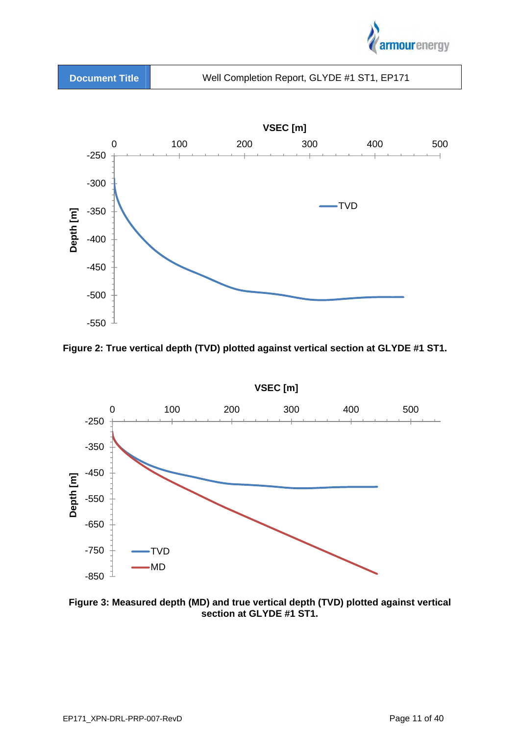**Figure 2: True vertical depth (TVD) plotted against vertical section at GLYDE #1 ST1.**

**Figure 3: Measured depth (MD) and true vertical depth (TVD) plotted against vertical section at GLYDE #1 ST1.**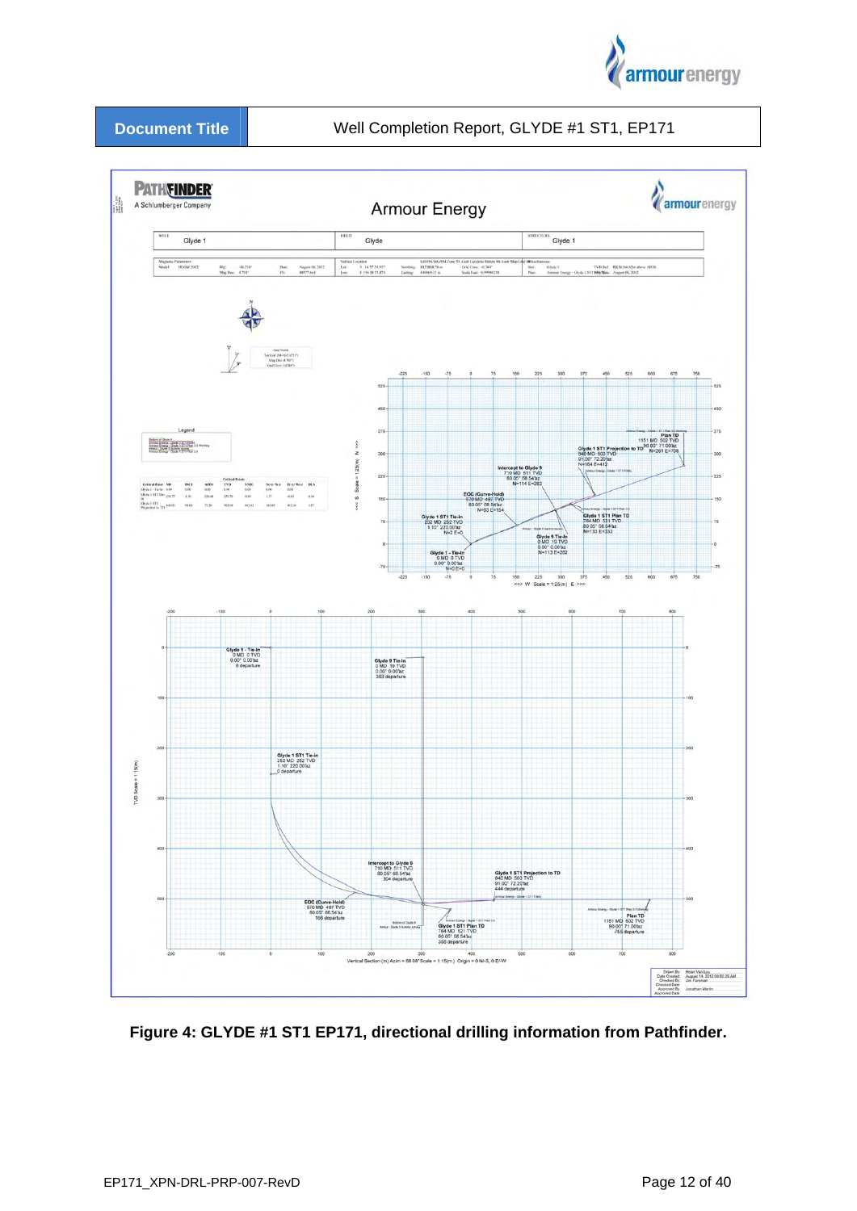| Document Title | Well Completion Report, GLYDE #1 ST1, EP171 |
| --- | --- |

**Figure 4: GLYDE #1 ST1 EP171, directional drilling information from Pathfinder.**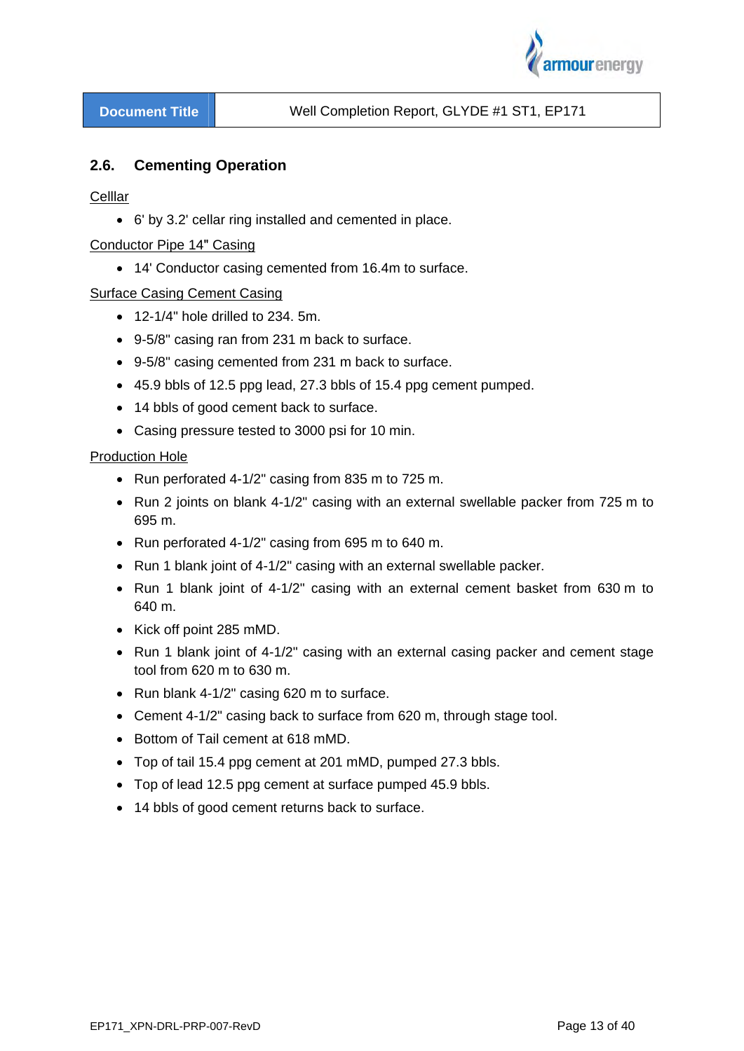## 2.6. Cementing Operation

Celllar

- 6' by 3.2' cellar ring installed and cemented in place.

Conductor Pipe 14" Casing

- 14' Conductor casing cemented from 16.4m to surface.

Surface Casing Cement Casing

- 12-1/4" hole drilled to 234. 5m.
- 9-5/8" casing ran from 231 m back to surface.
- 9-5/8" casing cemented from 231 m back to surface.
- 45.9 bbls of 12.5 ppg lead, 27.3 bbls of 15.4 ppg cement pumped.
- 14 bbls of good cement back to surface.
- Casing pressure tested to 3000 psi for 10 min.

Production Hole

- Run perforated 4-1/2" casing from 835 m to 725 m.
- Run 2 joints on blank 4-1/2" casing with an external swellable packer from 725 m to 695 m.
- Run perforated 4-1/2" casing from 695 m to 640 m.
- Run 1 blank joint of 4-1/2" casing with an external swellable packer.
- Run 1 blank joint of 4-1/2" casing with an external cement basket from 630 m to 640 m.
- Kick off point 285 mMD.
- Run 1 blank joint of 4-1/2" casing with an external casing packer and cement stage tool from 620 m to 630 m.
- Run blank 4-1/2" casing 620 m to surface.
- Cement 4-1/2" casing back to surface from 620 m, through stage tool.
- Bottom of Tail cement at 618 mMD.
- Top of tail 15.4 ppg cement at 201 mMD, pumped 27.3 bbls.
- Top of lead 12.5 ppg cement at surface pumped 45.9 bbls.
- 14 bbls of good cement returns back to surface.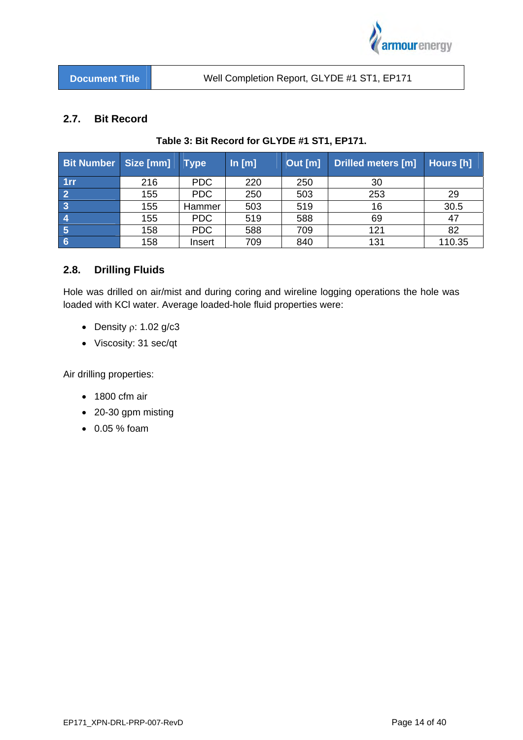## 2.7. Bit Record

**Table 3: Bit Record for GLYDE #1 ST1, EP171.**

| Bit Number | Size [mm] | Type | In [m] | Out [m] | Drilled meters [m] | Hours [h] |
|---|---|---|---|---|---|---|
| 1rr | 216 | PDC | 220 | 250 | 30 | |
| 2 | 155 | PDC | 250 | 503 | 253 | 29 |
| 3 | 155 | Hammer | 503 | 519 | 16 | 30.5 |
| 4 | 155 | PDC | 519 | 588 | 69 | 47 |
| 5 | 158 | PDC | 588 | 709 | 121 | 82 |
| 6 | 158 | Insert | 709 | 840 | 131 | 110.35 |

## 2.8. Drilling Fluids

Hole was drilled on air/mist and during coring and wireline logging operations the hole was loaded with KCl water. Average loaded-hole fluid properties were:

- Density $\rho$: 1.02 g/c3
- Viscosity: 31 sec/qt

Air drilling properties:

- 1800 cfm air
- 20-30 gpm misting
- 0.05 % foam